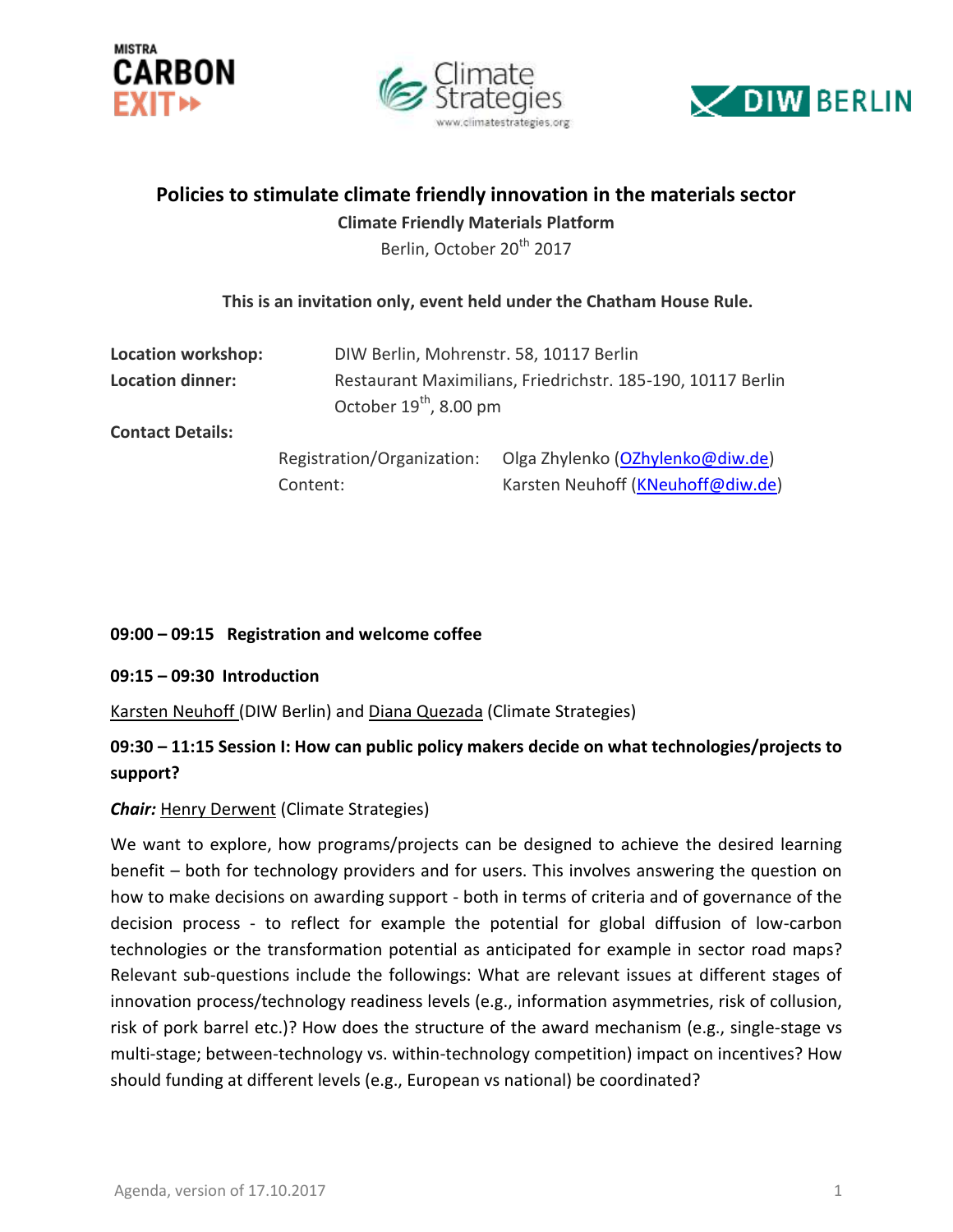# Policies to stimulate climate friendly innovation in the materials sector

**Climate Friendly Materials Platform**

Berlin, October 20th 2017

**This is an invitation only, event held under the Chatham House Rule.**

**Location workshop:** DIW Berlin, Mohrenstr. 58, 10117 Berlin

**Location dinner:** Restaurant Maximilians, Friedrichstr. 185-190, 10117 Berlin
October 19th, 8.00 pm

**Contact Details:**

| | |
|---|---|
| Registration/Organization: | Olga Zhylenko (OZhylenko@diw.de) |
| Content: | Karsten Neuhoff (KNeuhoff@diw.de) |

**09:00 – 09:15 Registration and welcome coffee**

**09:15 – 09:30 Introduction**

Karsten Neuhoff (DIW Berlin) and Diana Quezada (Climate Strategies)

**09:30 – 11:15 Session I: How can public policy makers decide on what technologies/projects to support?**

***Chair:*** Henry Derwent (Climate Strategies)

We want to explore, how programs/projects can be designed to achieve the desired learning benefit – both for technology providers and for users. This involves answering the question on how to make decisions on awarding support - both in terms of criteria and of governance of the decision process - to reflect for example the potential for global diffusion of low-carbon technologies or the transformation potential as anticipated for example in sector road maps? Relevant sub-questions include the followings: What are relevant issues at different stages of innovation process/technology readiness levels (e.g., information asymmetries, risk of collusion, risk of pork barrel etc.)? How does the structure of the award mechanism (e.g., single-stage vs multi-stage; between-technology vs. within-technology competition) impact on incentives? How should funding at different levels (e.g., European vs national) be coordinated?

Agenda, version of 17.10.2017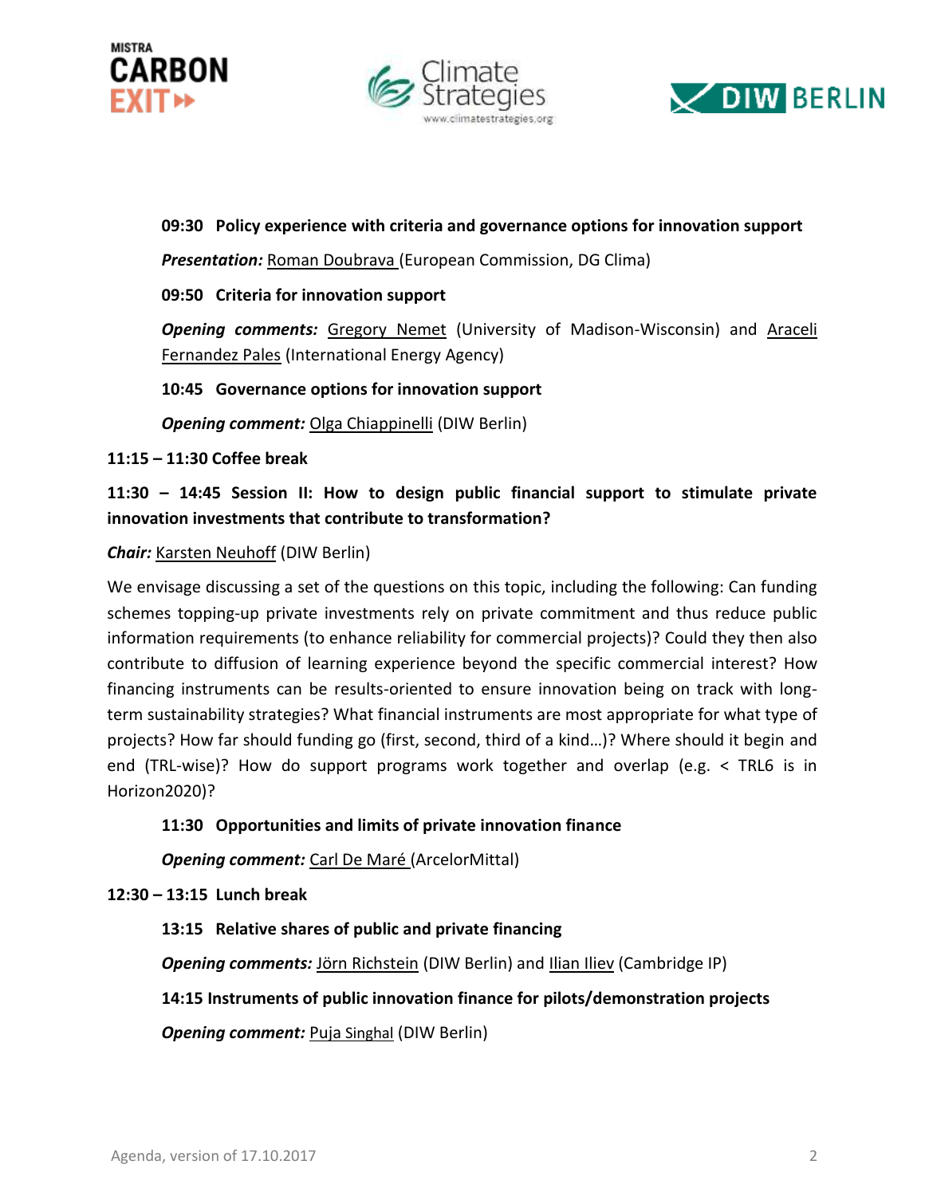**09:30 Policy experience with criteria and governance options for innovation support**

***Presentation:*** Roman Doubrava (European Commission, DG Clima)

**09:50 Criteria for innovation support**

***Opening comments:*** Gregory Nemet (University of Madison-Wisconsin) and Araceli Fernandez Pales (International Energy Agency)

**10:45 Governance options for innovation support**

***Opening comment:*** Olga Chiappinelli (DIW Berlin)

**11:15 – 11:30 Coffee break**

**11:30 – 14:45 Session II: How to design public financial support to stimulate private innovation investments that contribute to transformation?**

***Chair:*** Karsten Neuhoff (DIW Berlin)

We envisage discussing a set of the questions on this topic, including the following: Can funding schemes topping-up private investments rely on private commitment and thus reduce public information requirements (to enhance reliability for commercial projects)? Could they then also contribute to diffusion of learning experience beyond the specific commercial interest? How financing instruments can be results-oriented to ensure innovation being on track with long-term sustainability strategies? What financial instruments are most appropriate for what type of projects? How far should funding go (first, second, third of a kind…)? Where should it begin and end (TRL-wise)? How do support programs work together and overlap (e.g. < TRL6 is in Horizon2020)?

**11:30 Opportunities and limits of private innovation finance**

***Opening comment:*** Carl De Maré (ArcelorMittal)

**12:30 – 13:15 Lunch break**

**13:15 Relative shares of public and private financing**

***Opening comments:*** Jörn Richstein (DIW Berlin) and Ilian Iliev (Cambridge IP)

**14:15 Instruments of public innovation finance for pilots/demonstration projects**

***Opening comment:*** Puja Singhal (DIW Berlin)

Agenda, version of 17.10.2017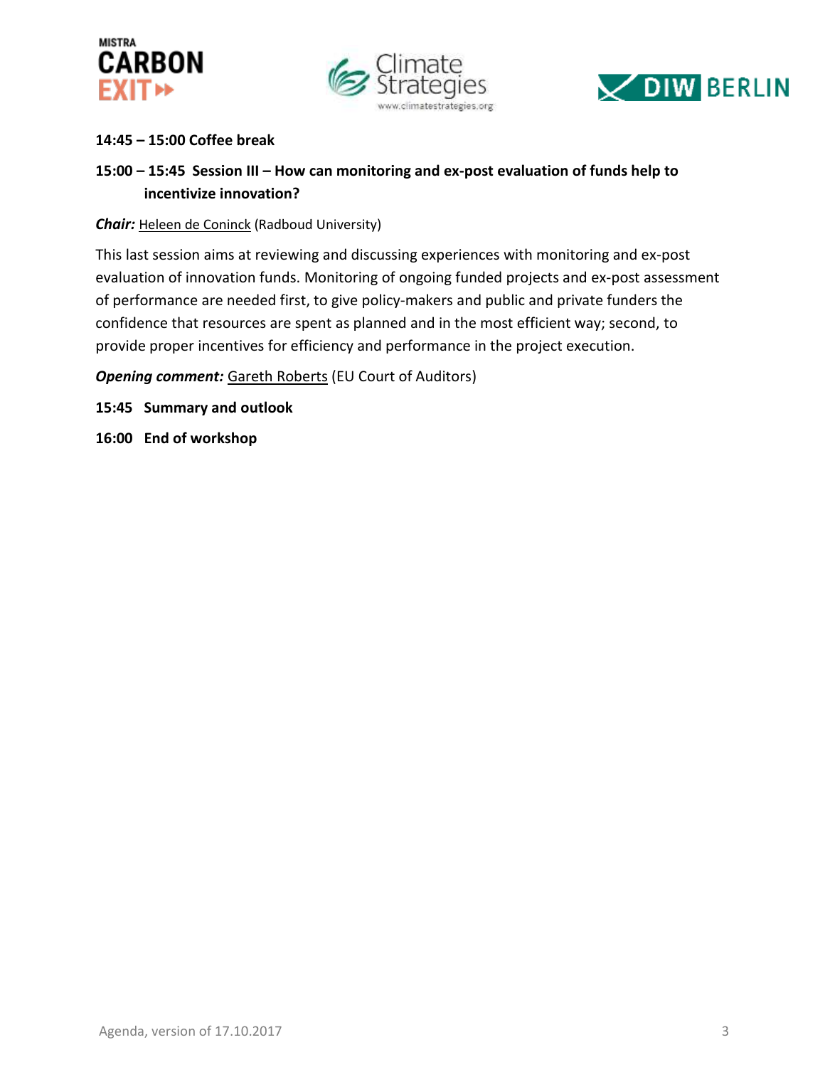**14:45 – 15:00 Coffee break**

**15:00 – 15:45 Session III – How can monitoring and ex-post evaluation of funds help to incentivize innovation?**

***Chair:*** Heleen de Coninck (Radboud University)

This last session aims at reviewing and discussing experiences with monitoring and ex-post evaluation of innovation funds. Monitoring of ongoing funded projects and ex-post assessment of performance are needed first, to give policy-makers and public and private funders the confidence that resources are spent as planned and in the most efficient way; second, to provide proper incentives for efficiency and performance in the project execution.

***Opening comment:*** Gareth Roberts (EU Court of Auditors)

**15:45 Summary and outlook**

**16:00 End of workshop**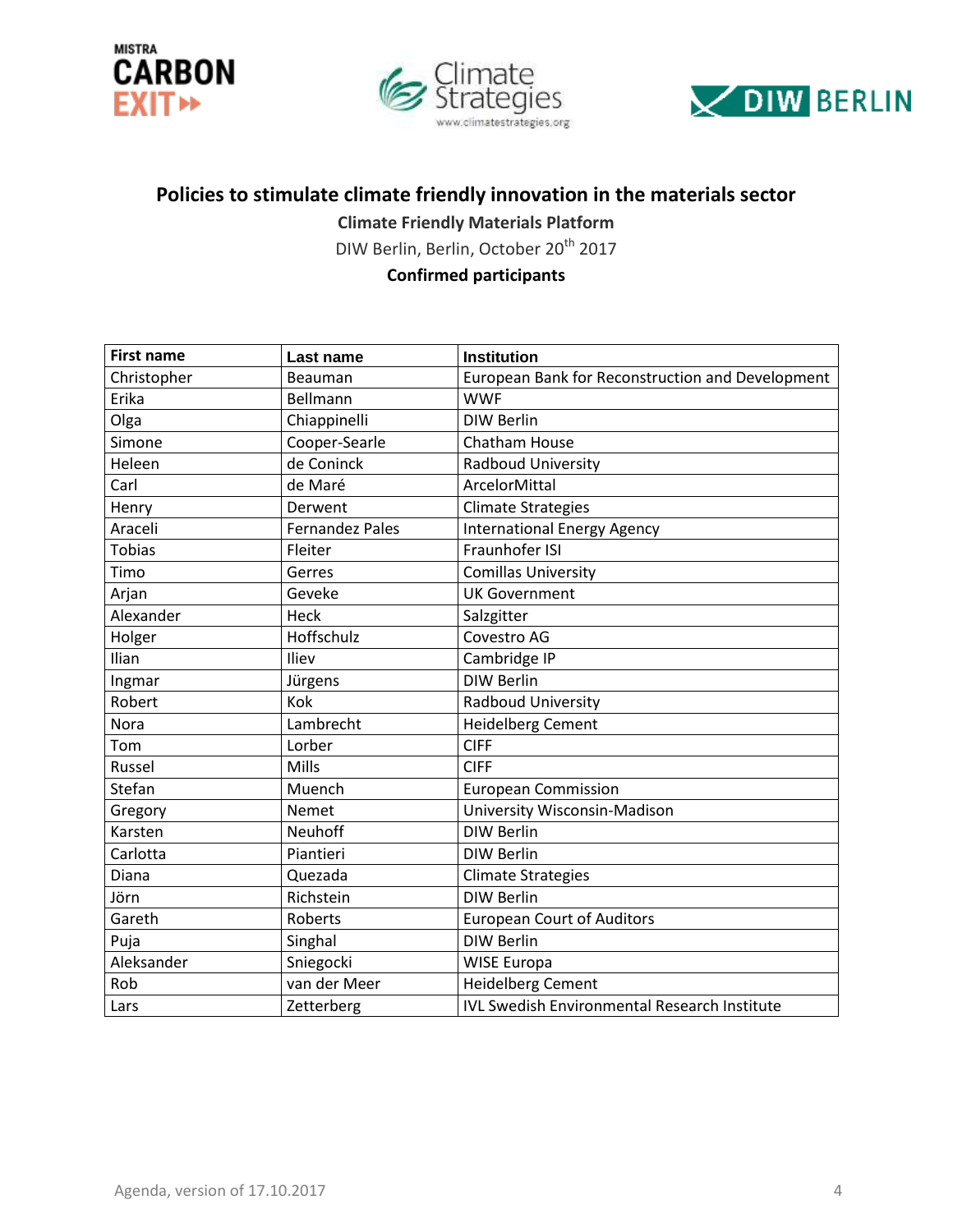## Policies to stimulate climate friendly innovation in the materials sector

**Climate Friendly Materials Platform**

DIW Berlin, Berlin, October 20th 2017

**Confirmed participants**

| First name | Last name | Institution |
|---|---|---|
| Christopher | Beauman | European Bank for Reconstruction and Development |
| Erika | Bellmann | WWF |
| Olga | Chiappinelli | DIW Berlin |
| Simone | Cooper-Searle | Chatham House |
| Heleen | de Coninck | Radboud University |
| Carl | de Maré | ArcelorMittal |
| Henry | Derwent | Climate Strategies |
| Araceli | Fernandez Pales | International Energy Agency |
| Tobias | Fleiter | Fraunhofer ISI |
| Timo | Gerres | Comillas University |
| Arjan | Geveke | UK Government |
| Alexander | Heck | Salzgitter |
| Holger | Hoffschulz | Covestro AG |
| Ilian | Iliev | Cambridge IP |
| Ingmar | Jürgens | DIW Berlin |
| Robert | Kok | Radboud University |
| Nora | Lambrecht | Heidelberg Cement |
| Tom | Lorber | CIFF |
| Russel | Mills | CIFF |
| Stefan | Muench | European Commission |
| Gregory | Nemet | University Wisconsin-Madison |
| Karsten | Neuhoff | DIW Berlin |
| Carlotta | Piantieri | DIW Berlin |
| Diana | Quezada | Climate Strategies |
| Jörn | Richstein | DIW Berlin |
| Gareth | Roberts | European Court of Auditors |
| Puja | Singhal | DIW Berlin |
| Aleksander | Sniegocki | WISE Europa |
| Rob | van der Meer | Heidelberg Cement |
| Lars | Zetterberg | IVL Swedish Environmental Research Institute |

Agenda, version of 17.10.2017